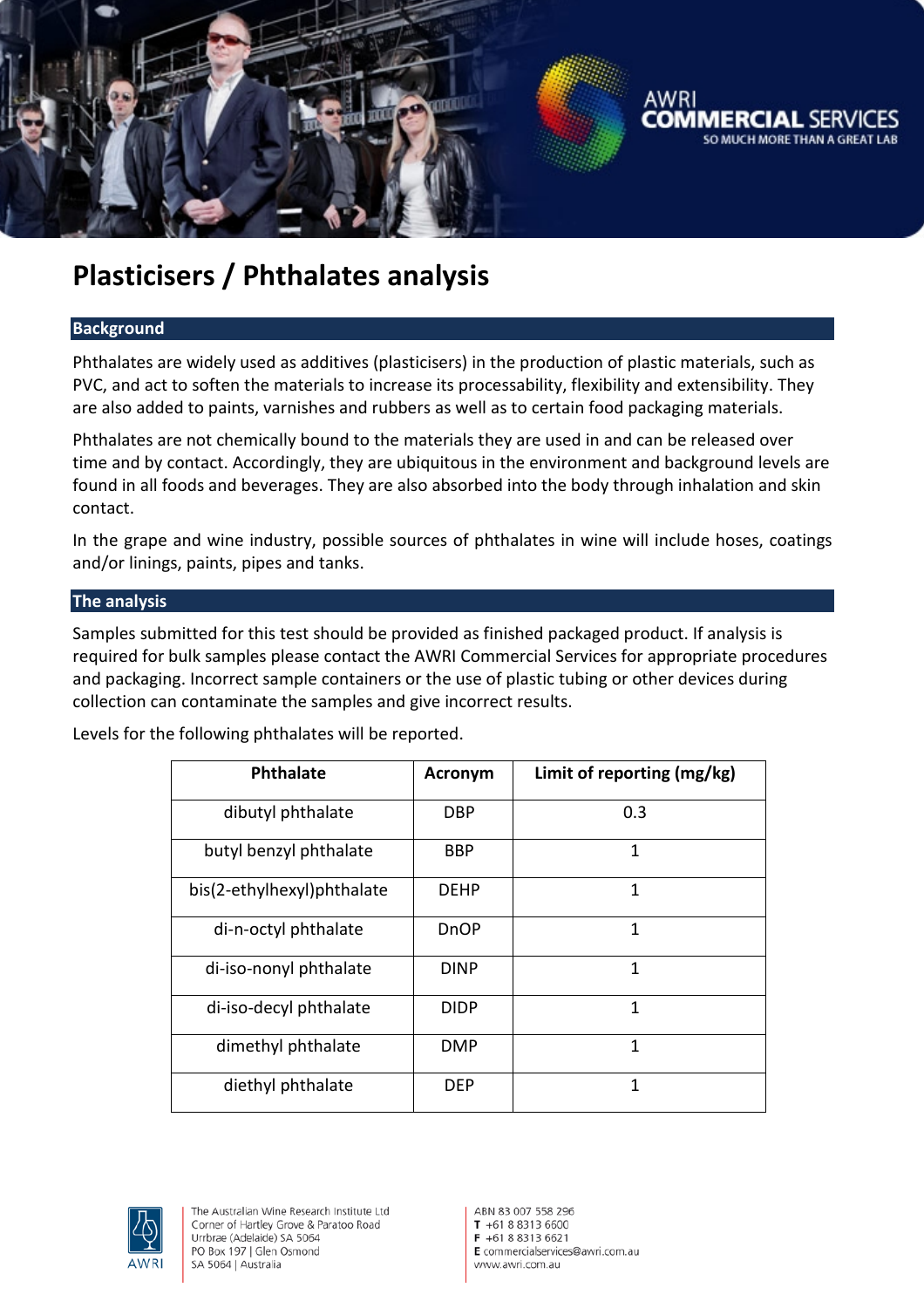# Plasticisers / Phthalates analysis

## Background

Phthalates are widely used as additives (plasticisers) in the production of plastic materials, such as PVC, and act to soften the materials to increase its processability, flexibility and extensibility. They are also added to paints, varnishes and rubbers as well as to certain food packaging materials.

Phthalates are not chemically bound to the materials they are used in and can be released over time and by contact. Accordingly, they are ubiquitous in the environment and background levels are found in all foods and beverages. They are also absorbed into the body through inhalation and skin contact.

In the grape and wine industry, possible sources of phthalates in wine will include hoses, coatings and/or linings, paints, pipes and tanks.

## The analysis

Samples submitted for this test should be provided as finished packaged product. If analysis is required for bulk samples please contact the AWRI Commercial Services for appropriate procedures and packaging. Incorrect sample containers or the use of plastic tubing or other devices during collection can contaminate the samples and give incorrect results.

Levels for the following phthalates will be reported.

| Phthalate | Acronym | Limit of reporting (mg/kg) |
|---|---|---|
| dibutyl phthalate | DBP | 0.3 |
| butyl benzyl phthalate | BBP | 1 |
| bis(2-ethylhexyl)phthalate | DEHP | 1 |
| di-n-octyl phthalate | DnOP | 1 |
| di-iso-nonyl phthalate | DINP | 1 |
| di-iso-decyl phthalate | DIDP | 1 |
| dimethyl phthalate | DMP | 1 |
| diethyl phthalate | DEP | 1 |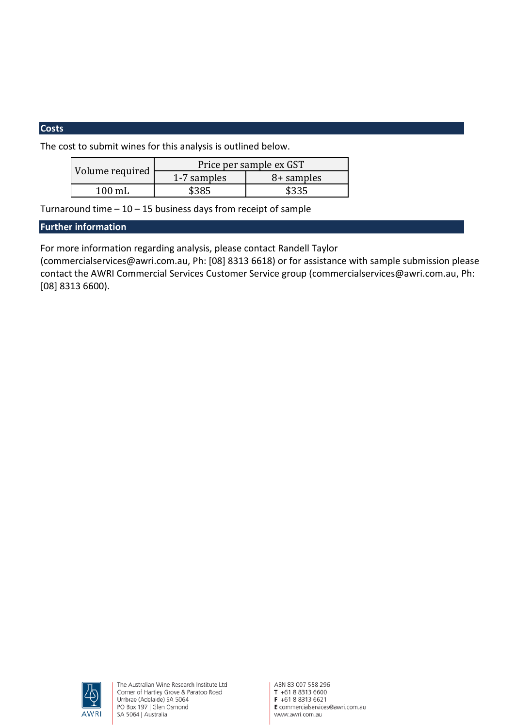## Costs

The cost to submit wines for this analysis is outlined below.

| Volume required | Price per sample ex GST | |
|---|---|---|
| | 1-7 samples | 8+ samples |
| 100 mL | $385 | $335 |

Turnaround time – 10 – 15 business days from receipt of sample

## Further information

For more information regarding analysis, please contact Randell Taylor (commercialservices@awri.com.au, Ph: [08] 8313 6618) or for assistance with sample submission please contact the AWRI Commercial Services Customer Service group (commercialservices@awri.com.au, Ph: [08] 8313 6600).